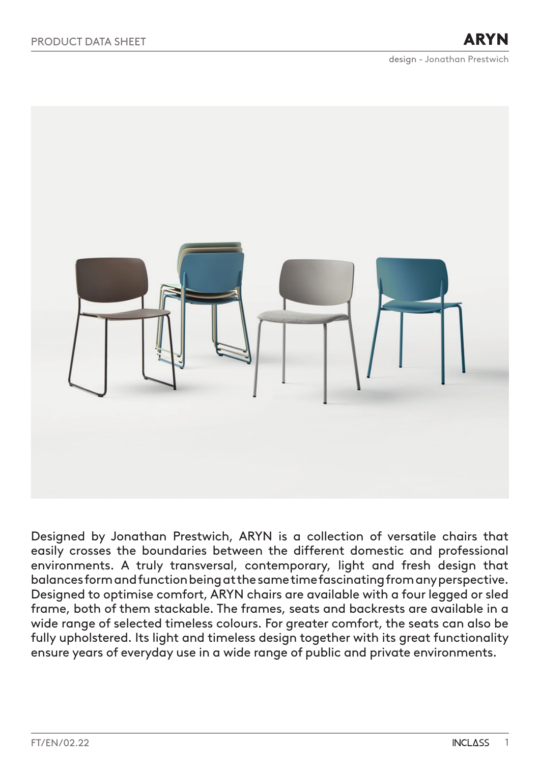PRODUCT DATA SHEET

# ARYN

design - Jonathan Prestwich

Designed by Jonathan Prestwich, ARYN is a collection of versatile chairs that easily crosses the boundaries between the different domestic and professional environments. A truly transversal, contemporary, light and fresh design that balances form and function being at the same time fascinating from any perspective. Designed to optimise comfort, ARYN chairs are available with a four legged or sled frame, both of them stackable. The frames, seats and backrests are available in a wide range of selected timeless colours. For greater comfort, the seats can also be fully upholstered. Its light and timeless design together with its great functionality ensure years of everyday use in a wide range of public and private environments.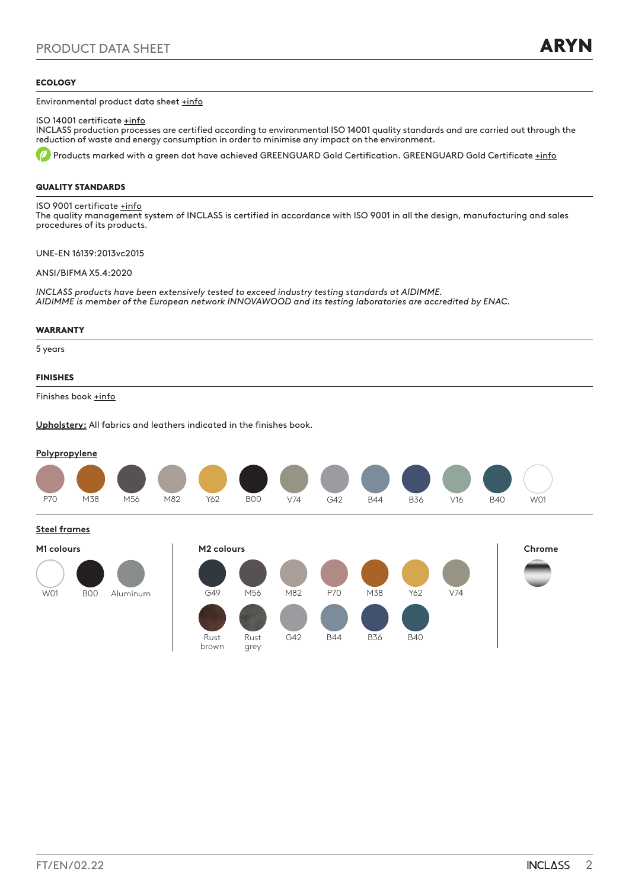# PRODUCT DATA SHEET — ARYN

## ECOLOGY

Environmental product data sheet +info

ISO 14001 certificate +info
INCLASS production processes are certified according to environmental ISO 14001 quality standards and are carried out through the reduction of waste and energy consumption in order to minimise any impact on the environment.

Products marked with a green dot have achieved GREENGUARD Gold Certification. GREENGUARD Gold Certificate +info

## QUALITY STANDARDS

ISO 9001 certificate +info
The quality management system of INCLASS is certified in accordance with ISO 9001 in all the design, manufacturing and sales procedures of its products.

UNE-EN 16139:2013vc2015

ANSI/BIFMA X5.4:2020

*INCLASS products have been extensively tested to exceed industry testing standards at AIDIMME.*
*AIDIMME is member of the European network INNOVAWOOD and its testing laboratories are accredited by ENAC.*

## WARRANTY

5 years

## FINISHES

Finishes book +info

**Upholstery:** All fabrics and leathers indicated in the finishes book.

**Polypropylene**

P70, M38, M56, M82, Y62, B00, V74, G42, B44, B36, V16, B40, W01

**Steel frames**

**M1 colours**

W01, B00, Aluminum

**M2 colours**

G49, M56, M82, P70, M38, Y62, V74, Rust brown, Rust grey, G42, B44, B36, B40

**Chrome**

FT/EN/02.22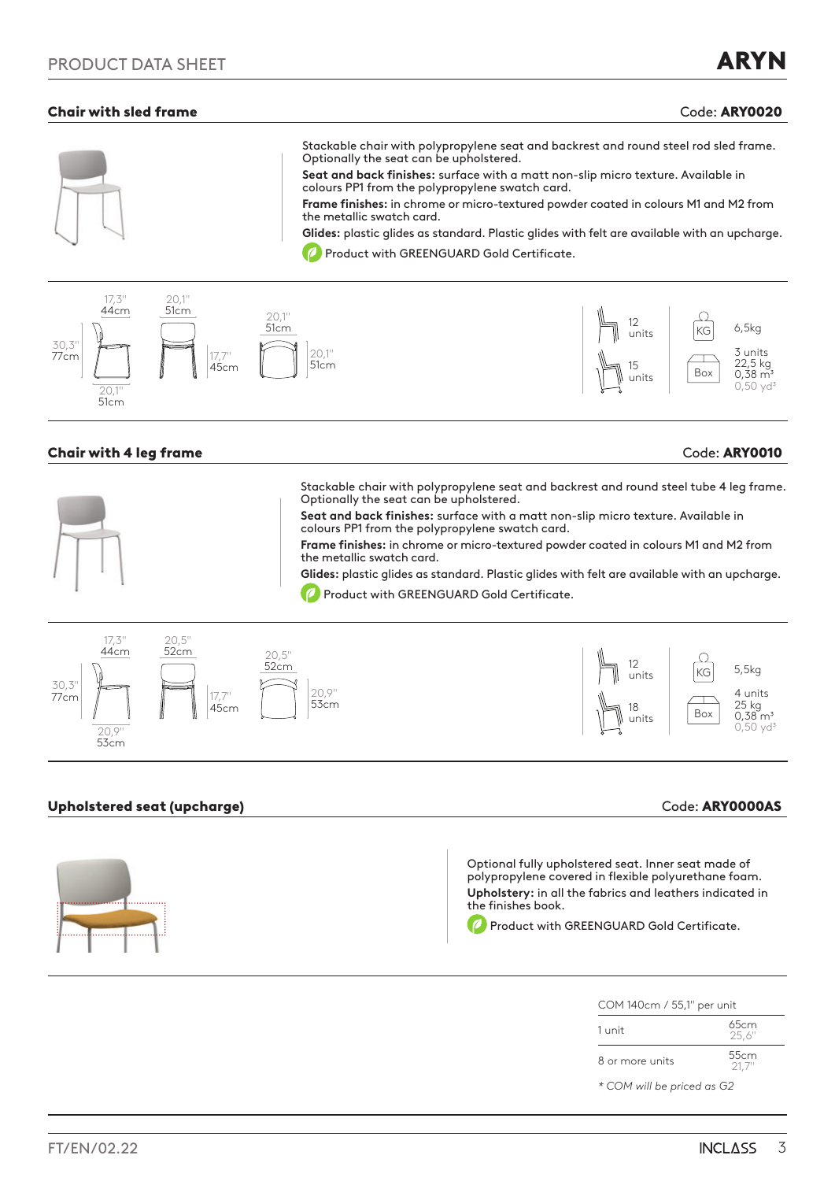# PRODUCT DATA SHEET — ARYN

## Chair with sled frame

Code: **ARY0020**

Stackable chair with polypropylene seat and backrest and round steel rod sled frame. Optionally the seat can be upholstered.

**Seat and back finishes:** surface with a matt non-slip micro texture. Available in colours PP1 from the polypropylene swatch card.

**Frame finishes:** in chrome or micro-textured powder coated in colours M1 and M2 from the metallic swatch card.

**Glides:** plastic glides as standard. Plastic glides with felt are available with an upcharge.

Product with GREENGUARD Gold Certificate.

17,3" 44cm | 20,1" 51cm | 30,3" 77cm | 20,1" 51cm | 17,7" 45cm | 20,1" 51cm | 20,1" 51cm

12 units | 15 units

KG 6,5kg

Box 3 units 22,5 kg 0,38 m³ 0,50 yd³

## Chair with 4 leg frame

Code: **ARY0010**

Stackable chair with polypropylene seat and backrest and round steel tube 4 leg frame. Optionally the seat can be upholstered.

**Seat and back finishes:** surface with a matt non-slip micro texture. Available in colours PP1 from the polypropylene swatch card.

**Frame finishes:** in chrome or micro-textured powder coated in colours M1 and M2 from the metallic swatch card.

**Glides:** plastic glides as standard. Plastic glides with felt are available with an upcharge.

Product with GREENGUARD Gold Certificate.

17,3" 44cm | 20,5" 52cm | 30,3" 77cm | 20,9" 53cm | 17,7" 45cm | 20,5" 52cm | 20,9" 53cm

12 units | 18 units

KG 5,5kg

Box 4 units 25 kg 0,38 m³ 0,50 yd³

## Upholstered seat (upcharge)

Code: **ARY0000AS**

Optional fully upholstered seat. Inner seat made of polypropylene covered in flexible polyurethane foam.

**Upholstery:** in all the fabrics and leathers indicated in the finishes book.

Product with GREENGUARD Gold Certificate.

| COM 140cm / 55,1" per unit | |
|---|---|
| 1 unit | 65cm 25,6" |
| 8 or more units | 55cm 21,7" |

*\* COM will be priced as G2*

FT/EN/02.22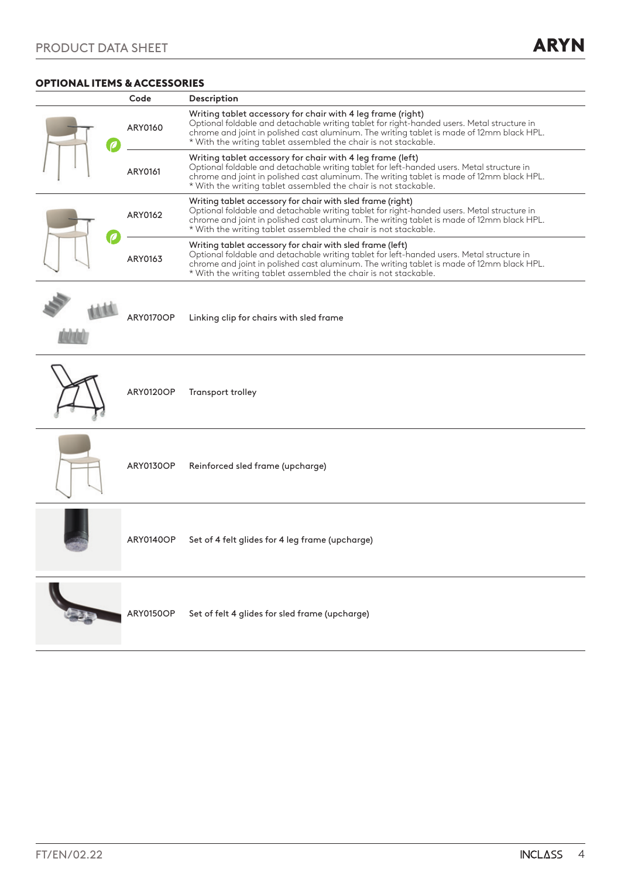## OPTIONAL ITEMS & ACCESSORIES

| Code | Description |
|---|---|
| ARY0160 | Writing tablet accessory for chair with 4 leg frame (right)<br>Optional foldable and detachable writing tablet for right-handed users. Metal structure in chrome and joint in polished cast aluminum. The writing tablet is made of 12mm black HPL.<br>* With the writing tablet assembled the chair is not stackable. |
| ARY0161 | Writing tablet accessory for chair with 4 leg frame (left)<br>Optional foldable and detachable writing tablet for left-handed users. Metal structure in chrome and joint in polished cast aluminum. The writing tablet is made of 12mm black HPL.<br>* With the writing tablet assembled the chair is not stackable. |
| ARY0162 | Writing tablet accessory for chair with sled frame (right)<br>Optional foldable and detachable writing tablet for right-handed users. Metal structure in chrome and joint in polished cast aluminum. The writing tablet is made of 12mm black HPL.<br>* With the writing tablet assembled the chair is not stackable. |
| ARY0163 | Writing tablet accessory for chair with sled frame (left)<br>Optional foldable and detachable writing tablet for left-handed users. Metal structure in chrome and joint in polished cast aluminum. The writing tablet is made of 12mm black HPL.<br>* With the writing tablet assembled the chair is not stackable. |
| ARY0170OP | Linking clip for chairs with sled frame |
| ARY0120OP | Transport trolley |
| ARY0130OP | Reinforced sled frame (upcharge) |
| ARY0140OP | Set of 4 felt glides for 4 leg frame (upcharge) |
| ARY0150OP | Set of felt 4 glides for sled frame (upcharge) |